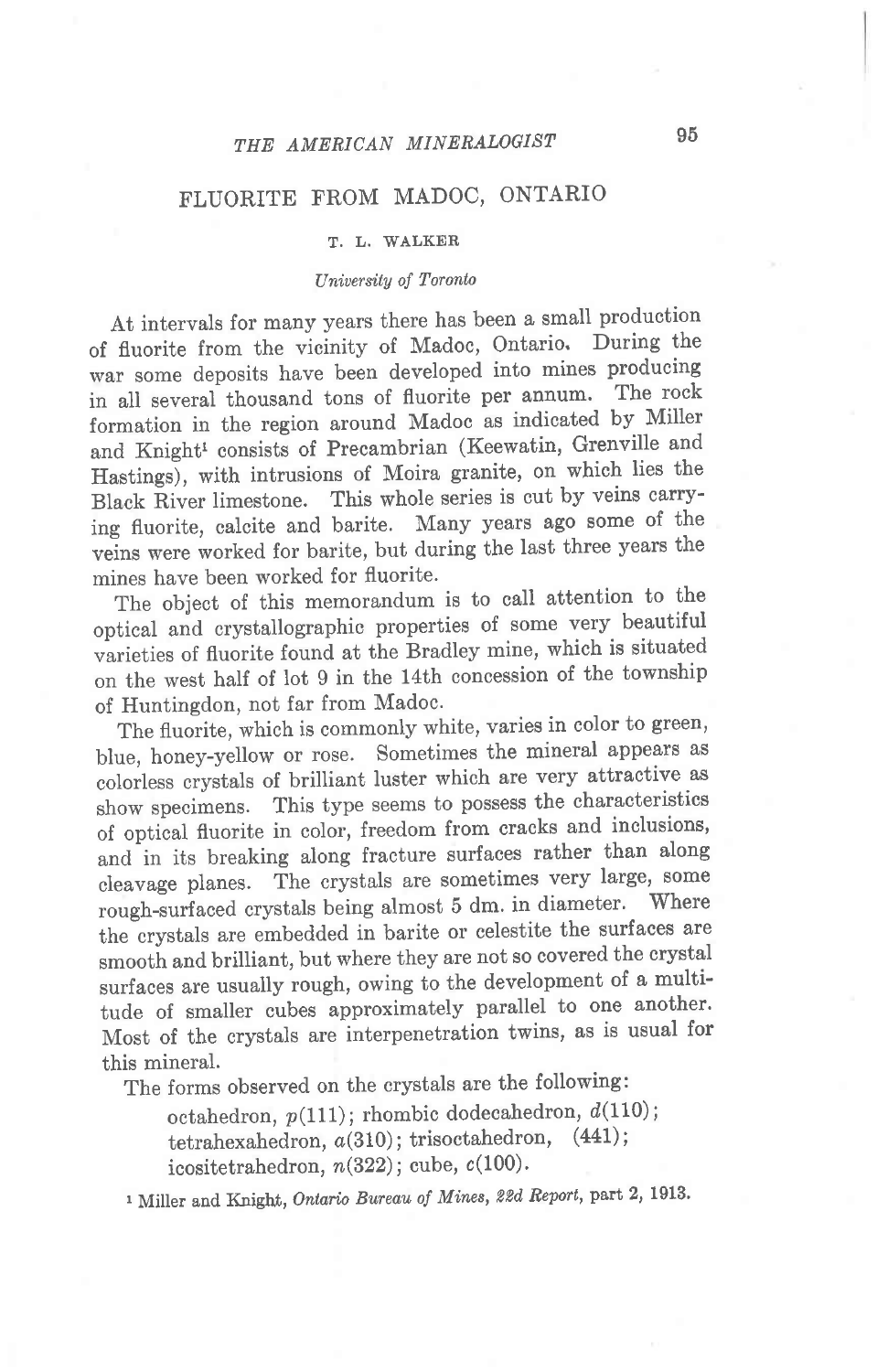# FLUORITE FROM MADOC, ONTARIO

T. L. WALKER

*University of Toronto*

At intervals for many years there has been a small production of fluorite from the vicinity of Madoc, Ontario. During the war some deposits have been developed into mines producing in all several thousand tons of fluorite per annum. The rock formation in the region around Madoc as indicated by Miller and Knight[1] consists of Precambrian (Keewatin, Grenville and Hastings), with intrusions of Moira granite, on which lies the Black River limestone. This whole series is cut by veins carrying fluorite, calcite and barite. Many years ago some of the veins were worked for barite, but during the last three years the mines have been worked for fluorite.

The object of this memorandum is to call attention to the optical and crystallographic properties of some very beautiful varieties of fluorite found at the Bradley mine, which is situated on the west half of lot 9 in the 14th concession of the township of Huntingdon, not far from Madoc.

The fluorite, which is commonly white, varies in color to green, blue, honey-yellow or rose. Sometimes the mineral appears as colorless crystals of brilliant luster which are very attractive as show specimens. This type seems to possess the characteristics of optical fluorite in color, freedom from cracks and inclusions, and in its breaking along fracture surfaces rather than along cleavage planes. The crystals are sometimes very large, some rough-surfaced crystals being almost 5 dm. in diameter. Where the crystals are embedded in barite or celestite the surfaces are smooth and brilliant, but where they are not so covered the crystal surfaces are usually rough, owing to the development of a multitude of smaller cubes approximately parallel to one another. Most of the crystals are interpenetration twins, as is usual for this mineral.

The forms observed on the crystals are the following:

> octahedron, $p(111)$; rhombic dodecahedron, $d(110)$;
> tetrahexahedron, $a(310)$; trisoctahedron, $(441)$;
> icositetrahedron, $n(322)$; cube, $c(100)$.

[1] Miller and Knight, *Ontario Bureau of Mines, 22d Report*, part 2, 1913.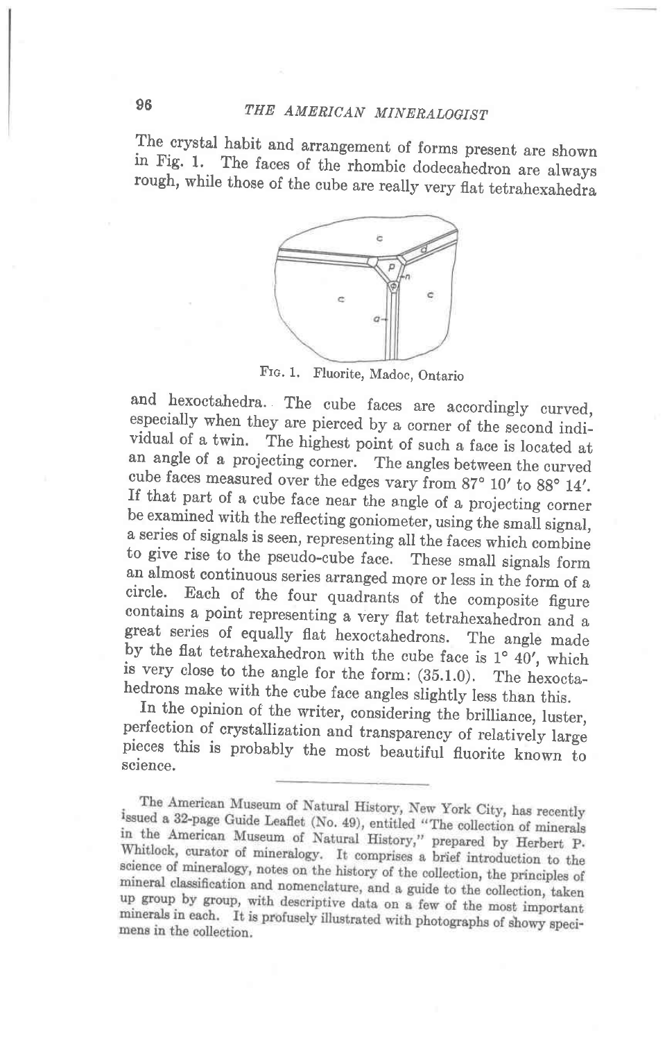The crystal habit and arrangement of forms present are shown in Fig. 1. The faces of the rhombic dodecahedron are always rough, while those of the cube are really very flat tetrahexahedra

c
d
p
n
c
c
a

Fig. 1. Fluorite, Madoc, Ontario

and hexoctahedra. The cube faces are accordingly curved, especially when they are pierced by a corner of the second individual of a twin. The highest point of such a face is located at an angle of a projecting corner. The angles between the curved cube faces measured over the edges vary from 87° 10′ to 88° 14′. If that part of a cube face near the angle of a projecting corner be examined with the reflecting goniometer, using the small signal, a series of signals is seen, representing all the faces which combine to give rise to the pseudo-cube face. These small signals form an almost continuous series arranged more or less in the form of a circle. Each of the four quadrants of the composite figure contains a point representing a very flat tetrahexahedron and a great series of equally flat hexoctahedrons. The angle made by the flat tetrahexahedron with the cube face is 1° 40′, which is very close to the angle for the form: (35.1.0). The hexoctahedrons make with the cube face angles slightly less than this.

In the opinion of the writer, considering the brilliance, luster, perfection of crystallization and transparency of relatively large pieces this is probably the most beautiful fluorite known to science.

---

The American Museum of Natural History, New York City, has recently issued a 32-page Guide Leaflet (No. 49), entitled "The collection of minerals in the American Museum of Natural History," prepared by Herbert P. Whitlock, curator of mineralogy. It comprises a brief introduction to the science of mineralogy, notes on the history of the collection, the principles of mineral classification and nomenclature, and a guide to the collection, taken up group by group, with descriptive data on a few of the most important minerals in each. It is profusely illustrated with photographs of showy specimens in the collection.